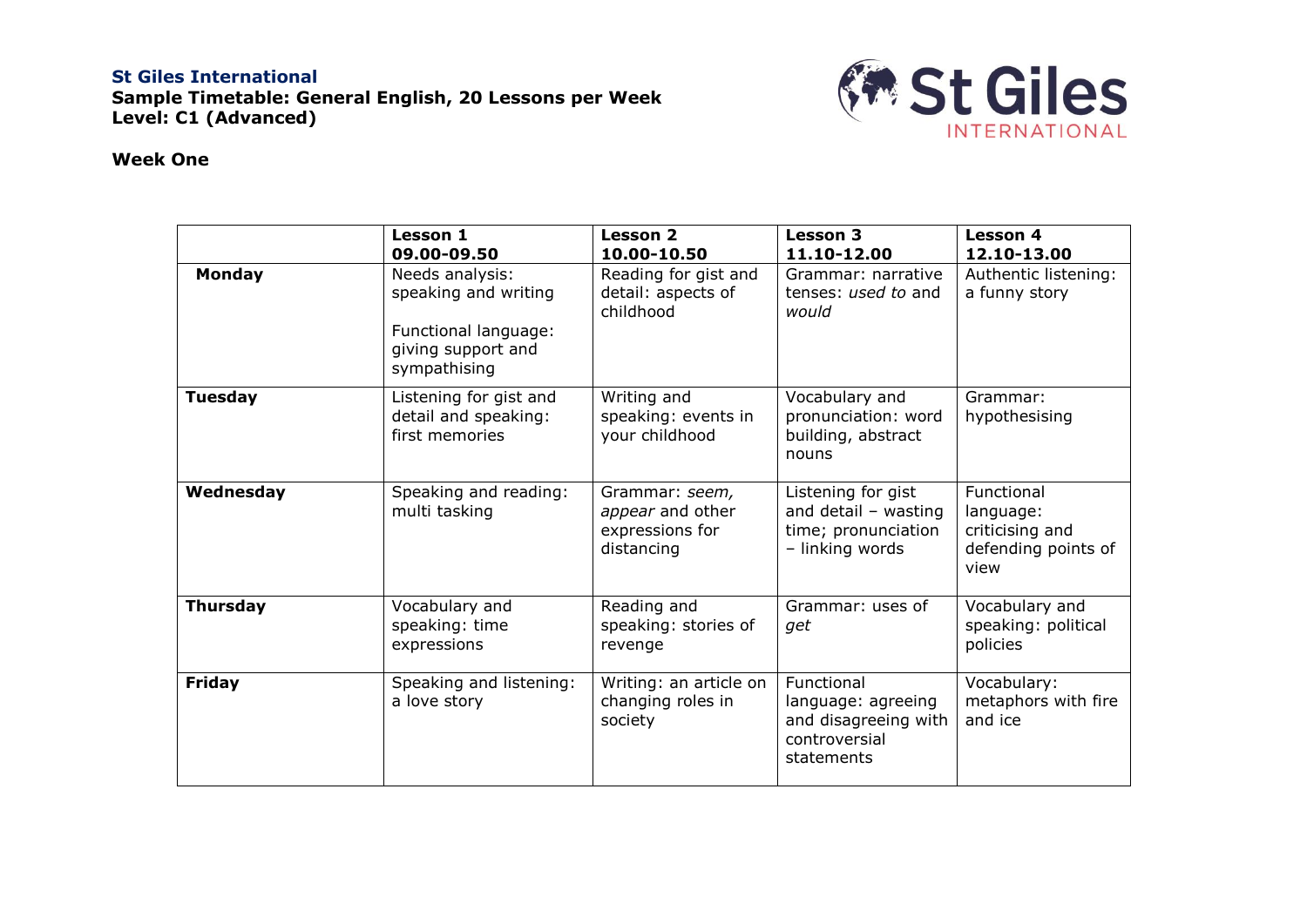**St Giles International**
**Sample Timetable: General English, 20 Lessons per Week**
**Level: C1 (Advanced)**

**Week One**

| | **Lesson 1** **09.00-09.50** | **Lesson 2** **10.00-10.50** | **Lesson 3** **11.10-12.00** | **Lesson 4** **12.10-13.00** |
|---|---|---|---|---|
| **Monday** | Needs analysis: speaking and writing<br><br>Functional language: giving support and sympathising | Reading for gist and detail: aspects of childhood | Grammar: narrative tenses: *used to* and *would* | Authentic listening: a funny story |
| **Tuesday** | Listening for gist and detail and speaking: first memories | Writing and speaking: events in your childhood | Vocabulary and pronunciation: word building, abstract nouns | Grammar: hypothesising |
| **Wednesday** | Speaking and reading: multi tasking | Grammar: *seem, appear* and other expressions for distancing | Listening for gist and detail – wasting time; pronunciation – linking words | Functional language: criticising and defending points of view |
| **Thursday** | Vocabulary and speaking: time expressions | Reading and speaking: stories of revenge | Grammar: uses of *get* | Vocabulary and speaking: political policies |
| **Friday** | Speaking and listening: a love story | Writing: an article on changing roles in society | Functional language: agreeing and disagreeing with controversial statements | Vocabulary: metaphors with fire and ice |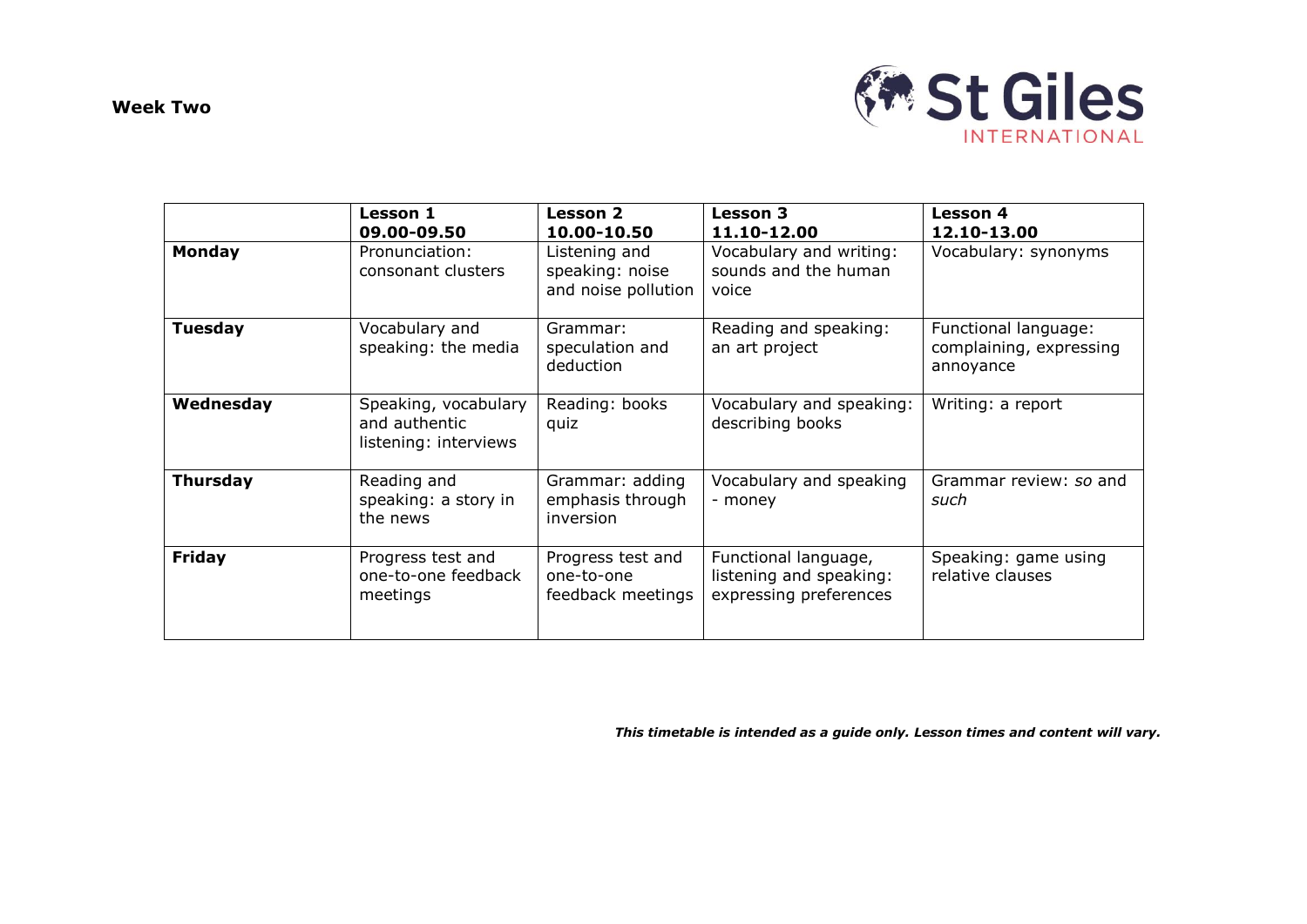**Week Two**

| | **Lesson 1** **09.00-09.50** | **Lesson 2** **10.00-10.50** | **Lesson 3** **11.10-12.00** | **Lesson 4** **12.10-13.00** |
|---|---|---|---|---|
| **Monday** | Pronunciation: consonant clusters | Listening and speaking: noise and noise pollution | Vocabulary and writing: sounds and the human voice | Vocabulary: synonyms |
| **Tuesday** | Vocabulary and speaking: the media | Grammar: speculation and deduction | Reading and speaking: an art project | Functional language: complaining, expressing annoyance |
| **Wednesday** | Speaking, vocabulary and authentic listening: interviews | Reading: books quiz | Vocabulary and speaking: describing books | Writing: a report |
| **Thursday** | Reading and speaking: a story in the news | Grammar: adding emphasis through inversion | Vocabulary and speaking - money | Grammar review: *so* and *such* |
| **Friday** | Progress test and one-to-one feedback meetings | Progress test and one-to-one feedback meetings | Functional language, listening and speaking: expressing preferences | Speaking: game using relative clauses |

***This timetable is intended as a guide only. Lesson times and content will vary.***